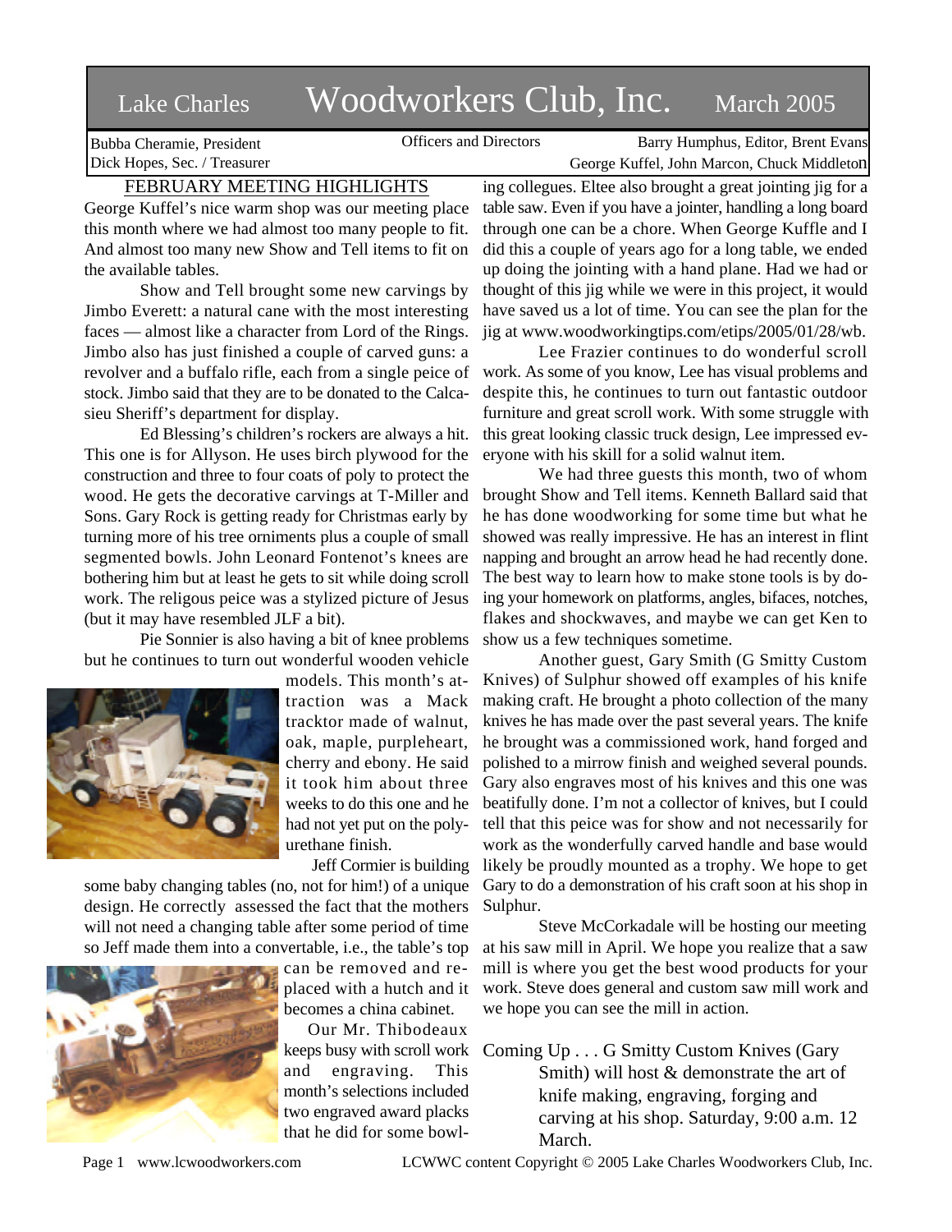# Lake Charles Woodworkers Club, Inc. March 2005

Bubba Cheramie, President
Dick Hopes, Sec. / Treasurer

Officers and Directors

Barry Humphus, Editor, Brent Evans
George Kuffel, John Marcon, Chuck Middleton

## FEBRUARY MEETING HIGHLIGHTS

George Kuffel's nice warm shop was our meeting place this month where we had almost too many people to fit. And almost too many new Show and Tell items to fit on the available tables.

Show and Tell brought some new carvings by Jimbo Everett: a natural cane with the most interesting faces — almost like a character from Lord of the Rings. Jimbo also has just finished a couple of carved guns: a revolver and a buffalo rifle, each from a single peice of stock. Jimbo said that they are to be donated to the Calcasieu Sheriff's department for display.

Ed Blessing's children's rockers are always a hit. This one is for Allyson. He uses birch plywood for the construction and three to four coats of poly to protect the wood. He gets the decorative carvings at T-Miller and Sons. Gary Rock is getting ready for Christmas early by turning more of his tree orniments plus a couple of small segmented bowls. John Leonard Fontenot's knees are bothering him but at least he gets to sit while doing scroll work. The religous peice was a stylized picture of Jesus (but it may have resembled JLF a bit).

Pie Sonnier is also having a bit of knee problems but he continues to turn out wonderful wooden vehicle models. This month's attraction was a Mack tracktor made of walnut, oak, maple, purpleheart, cherry and ebony. He said it took him about three weeks to do this one and he had not yet put on the polyurethane finish.

Jeff Cormier is building some baby changing tables (no, not for him!) of a unique design. He correctly assessed the fact that the mothers will not need a changing table after some period of time so Jeff made them into a convertable, i.e., the table's top can be removed and replaced with a hutch and it becomes a china cabinet.

Our Mr. Thibodeaux keeps busy with scroll work and engraving. This month's selections included two engraved award placks that he did for some bowling collegues. Eltee also brought a great jointing jig for a table saw. Even if you have a jointer, handling a long board through one can be a chore. When George Kuffle and I did this a couple of years ago for a long table, we ended up doing the jointing with a hand plane. Had we had or thought of this jig while we were in this project, it would have saved us a lot of time. You can see the plan for the jig at www.woodworkingtips.com/etips/2005/01/28/wb.

Lee Frazier continues to do wonderful scroll work. As some of you know, Lee has visual problems and despite this, he continues to turn out fantastic outdoor furniture and great scroll work. With some struggle with this great looking classic truck design, Lee impressed everyone with his skill for a solid walnut item.

We had three guests this month, two of whom brought Show and Tell items. Kenneth Ballard said that he has done woodworking for some time but what he showed was really impressive. He has an interest in flint napping and brought an arrow head he had recently done. The best way to learn how to make stone tools is by doing your homework on platforms, angles, bifaces, notches, flakes and shockwaves, and maybe we can get Ken to show us a few techniques sometime.

Another guest, Gary Smith (G Smitty Custom Knives) of Sulphur showed off examples of his knife making craft. He brought a photo collection of the many knives he has made over the past several years. The knife he brought was a commissioned work, hand forged and polished to a mirrow finish and weighed several pounds. Gary also engraves most of his knives and this one was beatifully done. I'm not a collector of knives, but I could tell that this peice was for show and not necessarily for work as the wonderfully carved handle and base would likely be proudly mounted as a trophy. We hope to get Gary to do a demonstration of his craft soon at his shop in Sulphur.

Steve McCorkadale will be hosting our meeting at his saw mill in April. We hope you realize that a saw mill is where you get the best wood products for your work. Steve does general and custom saw mill work and we hope you can see the mill in action.

Coming Up . . . G Smitty Custom Knives (Gary Smith) will host & demonstrate the art of knife making, engraving, forging and carving at his shop. Saturday, 9:00 a.m. 12 March.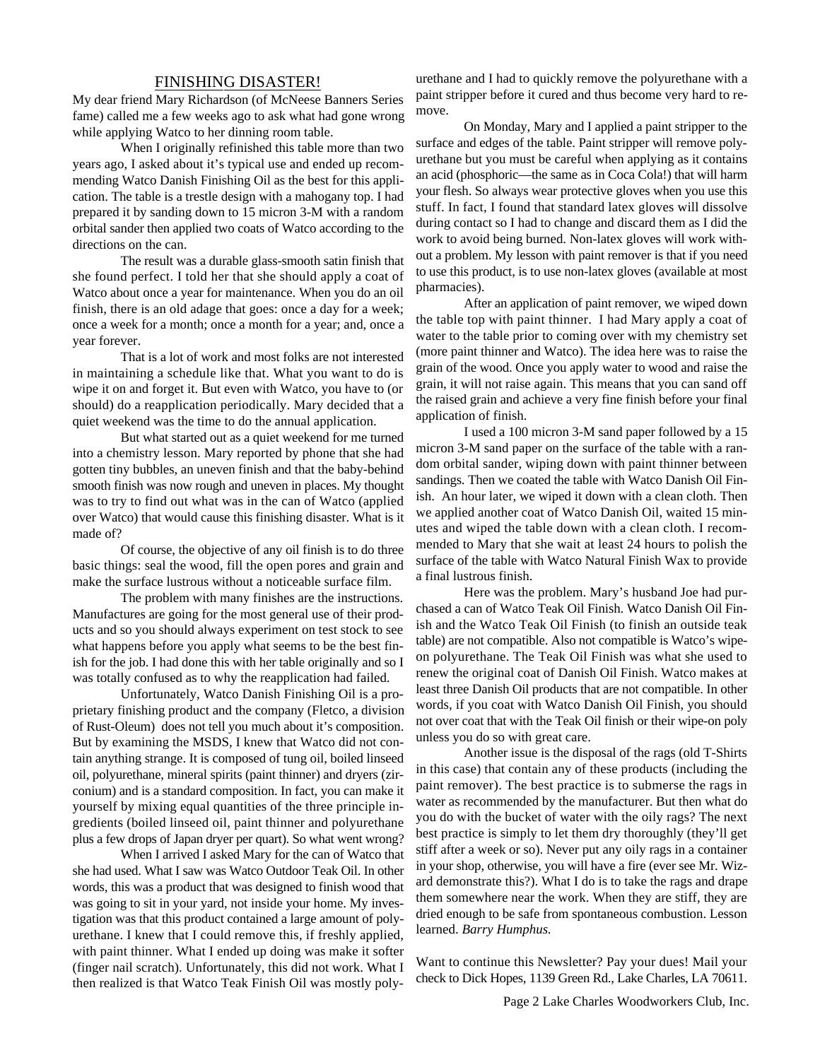## FINISHING DISASTER!

My dear friend Mary Richardson (of McNeese Banners Series fame) called me a few weeks ago to ask what had gone wrong while applying Watco to her dinning room table.

When I originally refinished this table more than two years ago, I asked about it's typical use and ended up recommending Watco Danish Finishing Oil as the best for this application. The table is a trestle design with a mahogany top. I had prepared it by sanding down to 15 micron 3-M with a random orbital sander then applied two coats of Watco according to the directions on the can.

The result was a durable glass-smooth satin finish that she found perfect. I told her that she should apply a coat of Watco about once a year for maintenance. When you do an oil finish, there is an old adage that goes: once a day for a week; once a week for a month; once a month for a year; and, once a year forever.

That is a lot of work and most folks are not interested in maintaining a schedule like that. What you want to do is wipe it on and forget it. But even with Watco, you have to (or should) do a reapplication periodically. Mary decided that a quiet weekend was the time to do the annual application.

But what started out as a quiet weekend for me turned into a chemistry lesson. Mary reported by phone that she had gotten tiny bubbles, an uneven finish and that the baby-behind smooth finish was now rough and uneven in places. My thought was to try to find out what was in the can of Watco (applied over Watco) that would cause this finishing disaster. What is it made of?

Of course, the objective of any oil finish is to do three basic things: seal the wood, fill the open pores and grain and make the surface lustrous without a noticeable surface film.

The problem with many finishes are the instructions. Manufactures are going for the most general use of their products and so you should always experiment on test stock to see what happens before you apply what seems to be the best finish for the job. I had done this with her table originally and so I was totally confused as to why the reapplication had failed.

Unfortunately, Watco Danish Finishing Oil is a proprietary finishing product and the company (Fletco, a division of Rust-Oleum) does not tell you much about it's composition. But by examining the MSDS, I knew that Watco did not contain anything strange. It is composed of tung oil, boiled linseed oil, polyurethane, mineral spirits (paint thinner) and dryers (zirconium) and is a standard composition. In fact, you can make it yourself by mixing equal quantities of the three principle ingredients (boiled linseed oil, paint thinner and polyurethane plus a few drops of Japan dryer per quart). So what went wrong?

When I arrived I asked Mary for the can of Watco that she had used. What I saw was Watco Outdoor Teak Oil. In other words, this was a product that was designed to finish wood that was going to sit in your yard, not inside your home. My investigation was that this product contained a large amount of polyurethane. I knew that I could remove this, if freshly applied, with paint thinner. What I ended up doing was make it softer (finger nail scratch). Unfortunately, this did not work. What I then realized is that Watco Teak Finish Oil was mostly polyurethane and I had to quickly remove the polyurethane with a paint stripper before it cured and thus become very hard to remove.

On Monday, Mary and I applied a paint stripper to the surface and edges of the table. Paint stripper will remove polyurethane but you must be careful when applying as it contains an acid (phosphoric—the same as in Coca Cola!) that will harm your flesh. So always wear protective gloves when you use this stuff. In fact, I found that standard latex gloves will dissolve during contact so I had to change and discard them as I did the work to avoid being burned. Non-latex gloves will work without a problem. My lesson with paint remover is that if you need to use this product, is to use non-latex gloves (available at most pharmacies).

After an application of paint remover, we wiped down the table top with paint thinner. I had Mary apply a coat of water to the table prior to coming over with my chemistry set (more paint thinner and Watco). The idea here was to raise the grain of the wood. Once you apply water to wood and raise the grain, it will not raise again. This means that you can sand off the raised grain and achieve a very fine finish before your final application of finish.

I used a 100 micron 3-M sand paper followed by a 15 micron 3-M sand paper on the surface of the table with a random orbital sander, wiping down with paint thinner between sandings. Then we coated the table with Watco Danish Oil Finish. An hour later, we wiped it down with a clean cloth. Then we applied another coat of Watco Danish Oil, waited 15 minutes and wiped the table down with a clean cloth. I recommended to Mary that she wait at least 24 hours to polish the surface of the table with Watco Natural Finish Wax to provide a final lustrous finish.

Here was the problem. Mary's husband Joe had purchased a can of Watco Teak Oil Finish. Watco Danish Oil Finish and the Watco Teak Oil Finish (to finish an outside teak table) are not compatible. Also not compatible is Watco's wipe-on polyurethane. The Teak Oil Finish was what she used to renew the original coat of Danish Oil Finish. Watco makes at least three Danish Oil products that are not compatible. In other words, if you coat with Watco Danish Oil Finish, you should not over coat that with the Teak Oil finish or their wipe-on poly unless you do so with great care.

Another issue is the disposal of the rags (old T-Shirts in this case) that contain any of these products (including the paint remover). The best practice is to submerse the rags in water as recommended by the manufacturer. But then what do you do with the bucket of water with the oily rags? The next best practice is simply to let them dry thoroughly (they'll get stiff after a week or so). Never put any oily rags in a container in your shop, otherwise, you will have a fire (ever see Mr. Wizard demonstrate this?). What I do is to take the rags and drape them somewhere near the work. When they are stiff, they are dried enough to be safe from spontaneous combustion. Lesson learned. *Barry Humphus.*

Want to continue this Newsletter? Pay your dues! Mail your check to Dick Hopes, 1139 Green Rd., Lake Charles, LA 70611.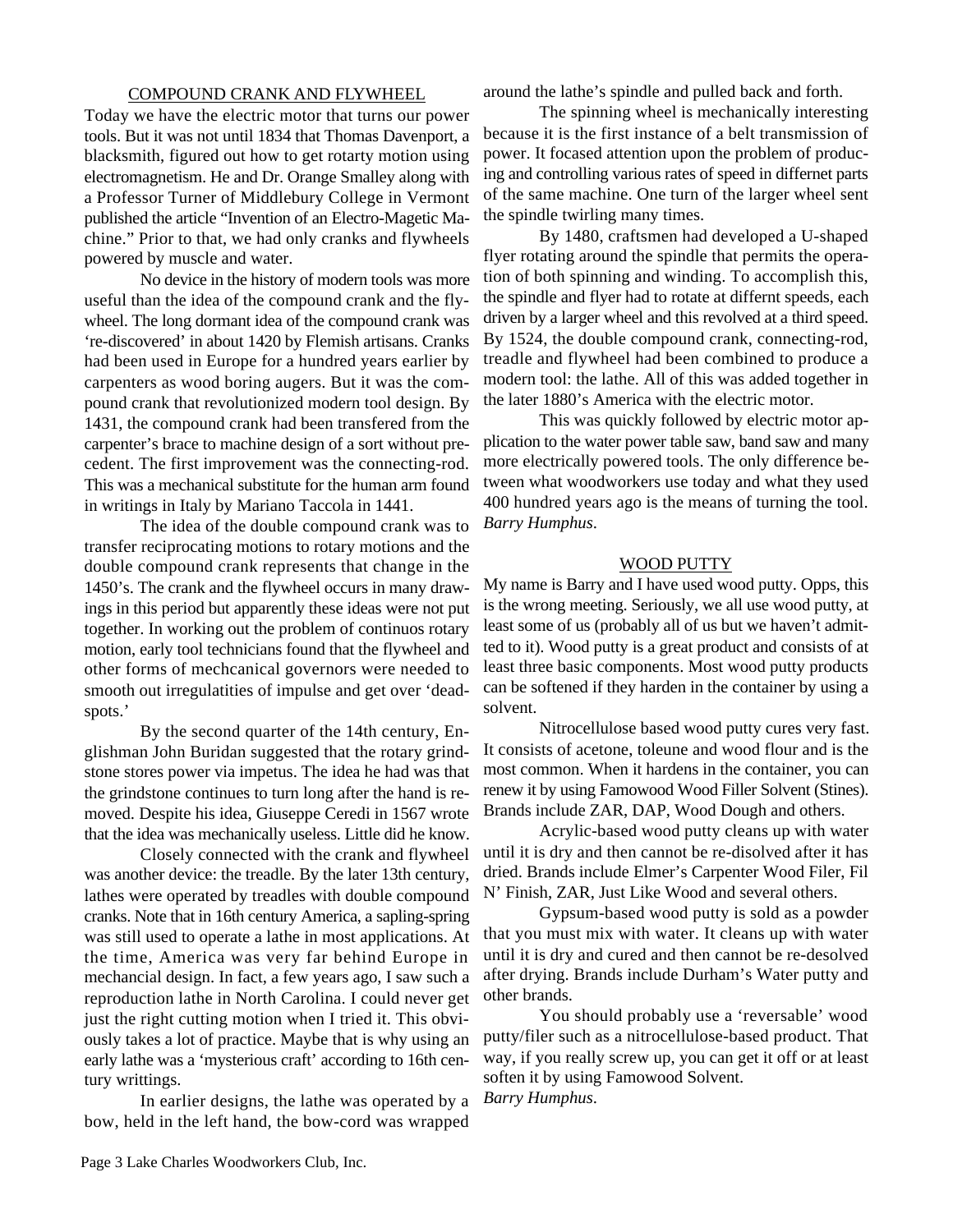## COMPOUND CRANK AND FLYWHEEL

Today we have the electric motor that turns our power tools. But it was not until 1834 that Thomas Davenport, a blacksmith, figured out how to get rotarty motion using electromagnetism. He and Dr. Orange Smalley along with a Professor Turner of Middlebury College in Vermont published the article "Invention of an Electro-Magetic Machine." Prior to that, we had only cranks and flywheels powered by muscle and water.

No device in the history of modern tools was more useful than the idea of the compound crank and the flywheel. The long dormant idea of the compound crank was 're-discovered' in about 1420 by Flemish artisans. Cranks had been used in Europe for a hundred years earlier by carpenters as wood boring augers. But it was the compound crank that revolutionized modern tool design. By 1431, the compound crank had been transfered from the carpenter's brace to machine design of a sort without precedent. The first improvement was the connecting-rod. This was a mechanical substitute for the human arm found in writings in Italy by Mariano Taccola in 1441.

The idea of the double compound crank was to transfer reciprocating motions to rotary motions and the double compound crank represents that change in the 1450's. The crank and the flywheel occurs in many drawings in this period but apparently these ideas were not put together. In working out the problem of continuos rotary motion, early tool technicians found that the flywheel and other forms of mechcanical governors were needed to smooth out irregulatities of impulse and get over 'dead-spots.'

By the second quarter of the 14th century, Englishman John Buridan suggested that the rotary grindstone stores power via impetus. The idea he had was that the grindstone continues to turn long after the hand is removed. Despite his idea, Giuseppe Ceredi in 1567 wrote that the idea was mechanically useless. Little did he know.

Closely connected with the crank and flywheel was another device: the treadle. By the later 13th century, lathes were operated by treadles with double compound cranks. Note that in 16th century America, a sapling-spring was still used to operate a lathe in most applications. At the time, America was very far behind Europe in mechancial design. In fact, a few years ago, I saw such a reproduction lathe in North Carolina. I could never get just the right cutting motion when I tried it. This obviously takes a lot of practice. Maybe that is why using an early lathe was a 'mysterious craft' according to 16th century writtings.

In earlier designs, the lathe was operated by a bow, held in the left hand, the bow-cord was wrapped around the lathe's spindle and pulled back and forth.

The spinning wheel is mechanically interesting because it is the first instance of a belt transmission of power. It focased attention upon the problem of producing and controlling various rates of speed in differnet parts of the same machine. One turn of the larger wheel sent the spindle twirling many times.

By 1480, craftsmen had developed a U-shaped flyer rotating around the spindle that permits the operation of both spinning and winding. To accomplish this, the spindle and flyer had to rotate at differnt speeds, each driven by a larger wheel and this revolved at a third speed. By 1524, the double compound crank, connecting-rod, treadle and flywheel had been combined to produce a modern tool: the lathe. All of this was added together in the later 1880's America with the electric motor.

This was quickly followed by electric motor application to the water power table saw, band saw and many more electrically powered tools. The only difference between what woodworkers use today and what they used 400 hundred years ago is the means of turning the tool.
*Barry Humphus.*

## WOOD PUTTY

My name is Barry and I have used wood putty. Opps, this is the wrong meeting. Seriously, we all use wood putty, at least some of us (probably all of us but we haven't admitted to it). Wood putty is a great product and consists of at least three basic components. Most wood putty products can be softened if they harden in the container by using a solvent.

Nitrocellulose based wood putty cures very fast. It consists of acetone, toleune and wood flour and is the most common. When it hardens in the container, you can renew it by using Famowood Wood Filler Solvent (Stines). Brands include ZAR, DAP, Wood Dough and others.

Acrylic-based wood putty cleans up with water until it is dry and then cannot be re-disolved after it has dried. Brands include Elmer's Carpenter Wood Filer, Fil N' Finish, ZAR, Just Like Wood and several others.

Gypsum-based wood putty is sold as a powder that you must mix with water. It cleans up with water until it is dry and cured and then cannot be re-desolved after drying. Brands include Durham's Water putty and other brands.

You should probably use a 'reversable' wood putty/filer such as a nitrocellulose-based product. That way, if you really screw up, you can get it off or at least soften it by using Famowood Solvent.
*Barry Humphus.*